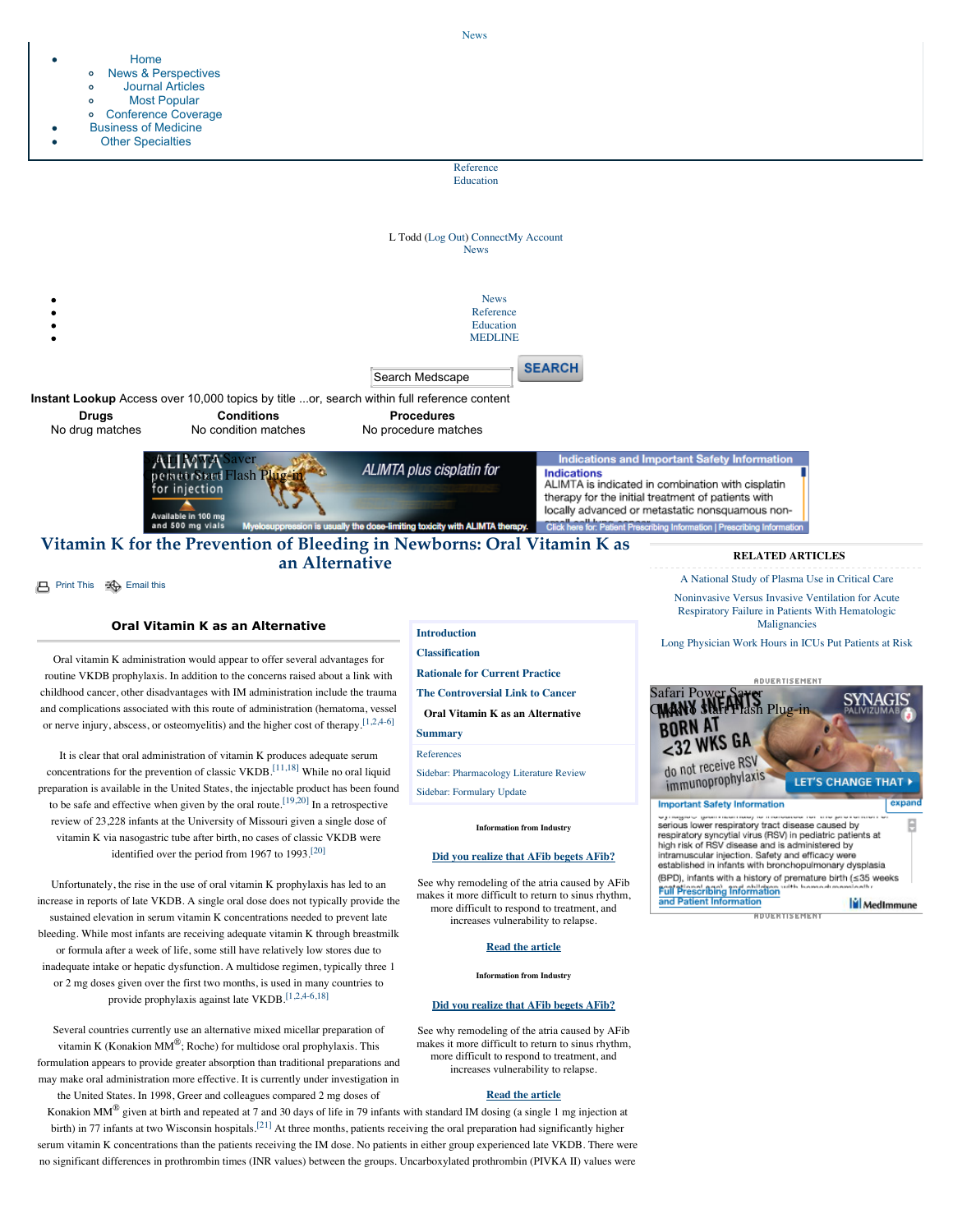# Vitamin K for the Prevention of Bleeding in Newborns: Oral Vitamin K as an Alternative

## Oral Vitamin K as an Alternative

Oral vitamin K administration would appear to offer several advantages for routine VKDB prophylaxis. In addition to the concerns raised about a link with childhood cancer, other disadvantages with IM administration include the trauma and complications associated with this route of administration (hematoma, vessel or nerve injury, abscess, or osteomyelitis) and the higher cost of therapy.[1,2,4-6]

It is clear that oral administration of vitamin K produces adequate serum concentrations for the prevention of classic VKDB.[11,18] While no oral liquid preparation is available in the United States, the injectable product has been found to be safe and effective when given by the oral route.[19,20] In a retrospective review of 23,228 infants at the University of Missouri given a single dose of vitamin K via nasogastric tube after birth, no cases of classic VKDB were identified over the period from 1967 to 1993.[20]

Unfortunately, the rise in the use of oral vitamin K prophylaxis has led to an increase in reports of late VKDB. A single oral dose does not typically provide the sustained elevation in serum vitamin K concentrations needed to prevent late bleeding. While most infants are receiving adequate vitamin K through breastmilk or formula after a week of life, some still have relatively low stores due to inadequate intake or hepatic dysfunction. A multidose regimen, typically three 1 or 2 mg doses given over the first two months, is used in many countries to provide prophylaxis against late VKDB.[1,2,4-6,18]

Several countries currently use an alternative mixed micellar preparation of vitamin K (Konakion MM®; Roche) for multidose oral prophylaxis. This formulation appears to provide greater absorption than traditional preparations and may make oral administration more effective. It is currently under investigation in the United States. In 1998, Greer and colleagues compared 2 mg doses of Konakion MM® given at birth and repeated at 7 and 30 days of life in 79 infants with standard IM dosing (a single 1 mg injection at birth) in 77 infants at two Wisconsin hospitals.[21] At three months, patients receiving the oral preparation had significantly higher serum vitamin K concentrations than the patients receiving the IM dose. No patients in either group experienced late VKDB. There were no significant differences in prothrombin times (INR values) between the groups. Uncarboxylated prothrombin (PIVKA II) values were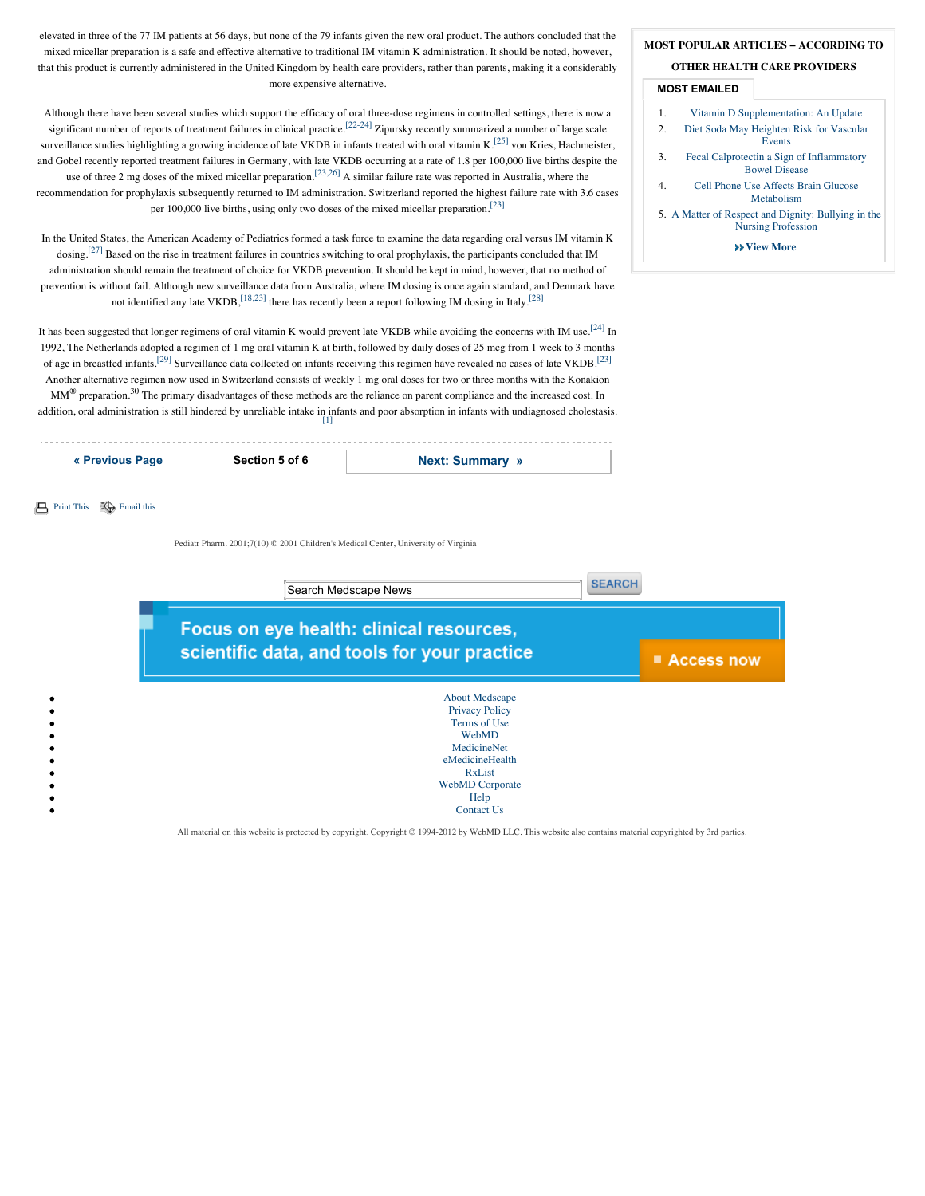elevated in three of the 77 IM patients at 56 days, but none of the 79 infants given the new oral product. The authors concluded that the mixed micellar preparation is a safe and effective alternative to traditional IM vitamin K administration. It should be noted, however, that this product is currently administered in the United Kingdom by health care providers, rather than parents, making it a considerably more expensive alternative.

Although there have been several studies which support the efficacy of oral three-dose regimens in controlled settings, there is now a significant number of reports of treatment failures in clinical practice.[22-24] Zipursky recently summarized a number of large scale surveillance studies highlighting a growing incidence of late VKDB in infants treated with oral vitamin K.[25] von Kries, Hachmeister, and Gobel recently reported treatment failures in Germany, with late VKDB occurring at a rate of 1.8 per 100,000 live births despite the use of three 2 mg doses of the mixed micellar preparation.[23,26] A similar failure rate was reported in Australia, where the recommendation for prophylaxis subsequently returned to IM administration. Switzerland reported the highest failure rate with 3.6 cases per 100,000 live births, using only two doses of the mixed micellar preparation.[23]

In the United States, the American Academy of Pediatrics formed a task force to examine the data regarding oral versus IM vitamin K dosing.[27] Based on the rise in treatment failures in countries switching to oral prophylaxis, the participants concluded that IM administration should remain the treatment of choice for VKDB prevention. It should be kept in mind, however, that no method of prevention is without fail. Although new surveillance data from Australia, where IM dosing is once again standard, and Denmark have not identified any late VKDB,[18,23] there has recently been a report following IM dosing in Italy.[28]

It has been suggested that longer regimens of oral vitamin K would prevent late VKDB while avoiding the concerns with IM use.[24] In 1992, The Netherlands adopted a regimen of 1 mg oral vitamin K at birth, followed by daily doses of 25 mcg from 1 week to 3 months of age in breastfed infants.[29] Surveillance data collected on infants receiving this regimen have revealed no cases of late VKDB.[23] Another alternative regimen now used in Switzerland consists of weekly 1 mg oral doses for two or three months with the Konakion MM® preparation.[30] The primary disadvantages of these methods are the reliance on parent compliance and the increased cost. In addition, oral administration is still hindered by unreliable intake in infants and poor absorption in infants with undiagnosed cholestasis.[1]

Pediatr Pharm. 2001;7(10) © 2001 Children's Medical Center, University of Virginia